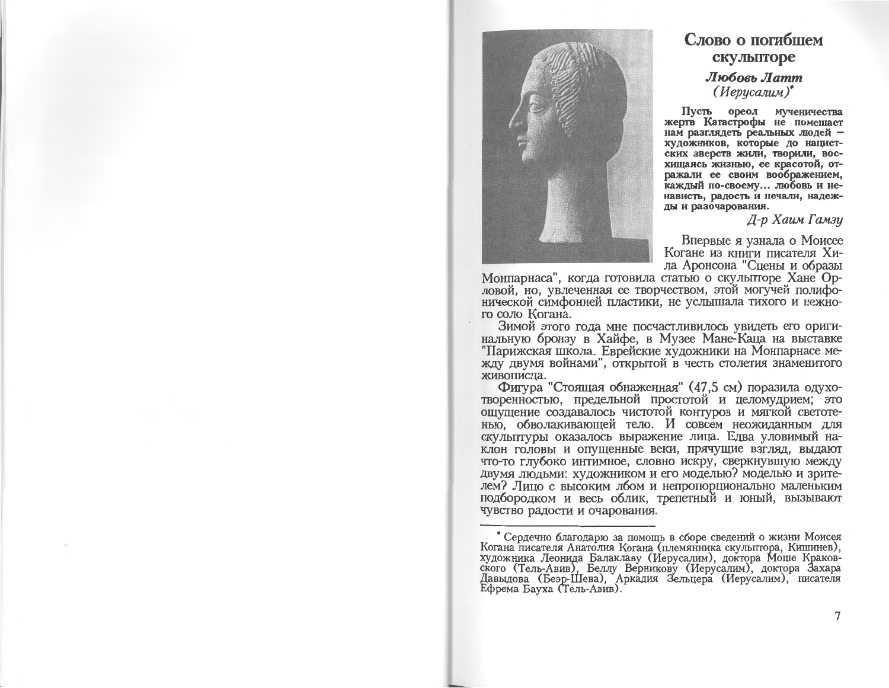# Слово о погибшем скульпторе

***Любовь Латт***
*(Иерусалим)*[*]

**Пусть ореол мученичества жертв Катастрофы не помешает нам разглядеть реальных людей – художников, которые до нацистских зверств жили, творили, восхищаясь жизнью, ее красотой, отражали ее своим воображением, каждый по-своему... любовь и ненависть, радость и печали, надежды и разочарования.**

*Д-р Хаим Гамзу*

Впервые я узнала о Моисее Когане из книги писателя Хила Аронсона "Сцены и образы Монпарнаса", когда готовила статью о скульпторе Хане Орловой, но, увлеченная ее творчеством, этой могучей полифонической симфонией пластики, не услышала тихого и нежного соло Когана.

Зимой этого года мне посчастливилось увидеть его оригинальную бронзу в Хайфе, в Музее Мане-Каца на выставке "Парижская школа. Еврейские художники на Монпарнасе между двумя войнами", открытой в честь столетия знаменитого живописца.

Фигура "Стоящая обнаженная" (47,5 см) поразила одухотворенностью, предельной простотой и целомудрием; это ощущение создавалось чистотой контуров и мягкой светотенью, обволакивающей тело. И совсем неожиданным для скульптуры оказалось выражение лица. Едва уловимый наклон головы и опущенные веки, прячущие взгляд, выдают что-то глубоко интимное, словно искру, сверкнувшую между двумя людьми: художником и его моделью? моделью и зрителем? Лицо с высоким лбом и непропорционально маленьким подбородком и весь облик, трепетный и юный, вызывают чувство радости и очарования.

---

[*] Сердечно благодарю за помощь в сборе сведений о жизни Моисея Когана писателя Анатолия Когана (племянника скульптора, Кишинев), художника Леонида Балаклаву (Иерусалим), доктора Моше Краковского (Тель-Авив), Беллу Верникову (Иерусалим), доктора Захара Давыдова (Беэр-Шева), Аркадия Зельцера (Иерусалим), писателя Ефрема Бауха (Тель-Авив).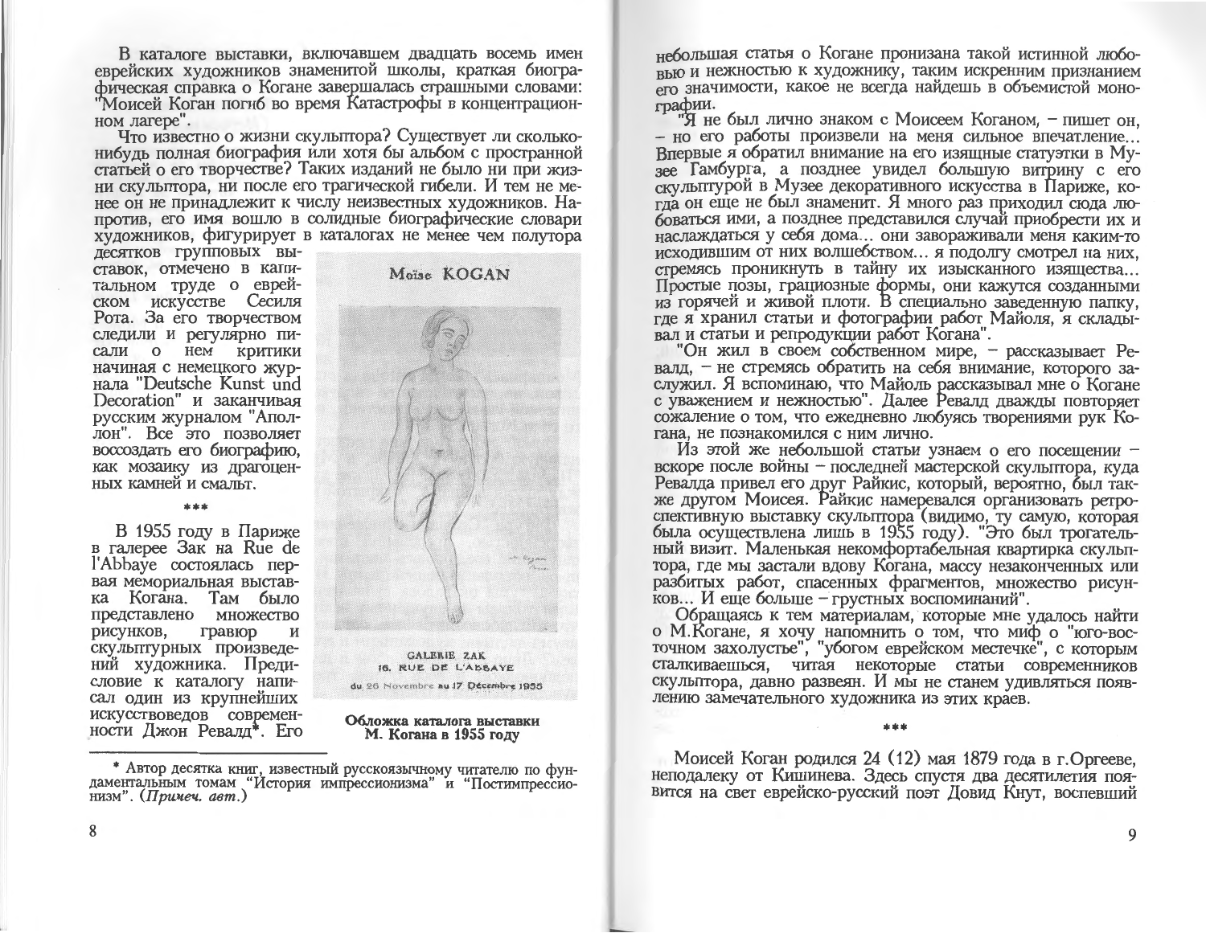В каталоге выставки, включавшем двадцать восемь имен еврейских художников знаменитой школы, краткая биографическая справка о Когане завершалась страшными словами: "Моисей Коган погиб во время Катастрофы в концентрационном лагере".

Что известно о жизни скульптора? Существует ли сколько-нибудь полная биография или хотя бы альбом с пространной статьей о его творчестве? Таких изданий не было ни при жизни скульптора, ни после его трагической гибели. И тем не менее он не принадлежит к числу неизвестных художников. Напротив, его имя вошло в солидные биографические словари художников, фигурирует в каталогах не менее чем полутора десятков групповых выставок, отмечено в капитальном труде о еврейском искусстве Сесиля Рота. За его творчеством следили и регулярно писали о нем критики начиная с немецкого журнала "Deutsche Kunst und Decoration" и заканчивая русским журналом "Аполлон". Все это позволяет воссоздать его биографию, как мозаику из драгоценных камней и смальт.

Moïse KOGAN

GALERIE ZAK
16. RUE DE L'ABBAYE
du 26 Novembre au 17 Décembre 1955

**Обложка каталога выставки М. Когана в 1955 году**

\*\*\*

В 1955 году в Париже в галерее Зак на Rue de l'Abbaye состоялась первая мемориальная выставка Когана. Там было представлено множество рисунков, гравюр и скульптурных произведений художника. Предисловие к каталогу написал один из крупнейших искусствоведов современности Джон Ревалд*. Его небольшая статья о Когане пронизана такой истинной любовью и нежностью к художнику, таким искренним признанием его значимости, какое не всегда найдешь в объемистой монографии.

"Я не был лично знаком с Моисеем Коганом, – пишет он, – но его работы произвели на меня сильное впечатление... Впервые я обратил внимание на его изящные статуэтки в Музее Гамбурга, а позднее увидел большую витрину с его скульптурой в Музее декоративного искусства в Париже, когда он еще не был знаменит. Я много раз приходил сюда любоваться ими, а позднее представился случай приобрести их и наслаждаться у себя дома... они завораживали меня каким-то исходившим от них волшебством... я подолгу смотрел на них, стремясь проникнуть в тайну их изысканного изящества... Простые позы, грациозные формы, они кажутся созданными из горячей и живой плоти. В специально заведенную папку, где я хранил статьи и фотографии работ Майоля, я складывал и статьи и репродукции работ Когана".

"Он жил в своем собственном мире, – рассказывает Ревалд, – не стремясь обратить на себя внимание, которого заслужил. Я вспоминаю, что Майоль рассказывал мне о Когане с уважением и нежностью". Далее Ревалд дважды повторяет сожаление о том, что ежедневно любуясь творениями рук Когана, не познакомился с ним лично.

Из этой же небольшой статьи узнаем о его посещении – вскоре после войны – последней мастерской скульптора, куда Ревалда привел его друг Райкис, который, вероятно, был также другом Моисея. Райкис намеревался организовать ретроспективную выставку скульптора (видимо, ту самую, которая была осуществлена лишь в 1955 году). "Это был трогательный визит. Маленькая некомфортабельная квартирка скульптора, где мы застали вдову Когана, массу незаконченных или разбитых работ, спасенных фрагментов, множество рисунков... И еще больше – грустных воспоминаний".

Обращаясь к тем материалам, которые мне удалось найти о М.Когане, я хочу напомнить о том, что миф о "юго-восточном захолустье", "убогом еврейском местечке", с которым сталкиваешься, читая некоторые статьи современников скульптора, давно развеян. И мы не станем удивляться появлению замечательного художника из этих краев.

\*\*\*

Моисей Коган родился 24 (12) мая 1879 года в г.Оргееве, неподалеку от Кишинева. Здесь спустя два десятилетия появится на свет еврейско-русский поэт Довид Кнут, воспевший

---

\* Автор десятка книг, известный русскоязычному читателю по фундаментальным томам "История импрессионизма" и "Постимпрессионизм". (*Примеч. авт.*)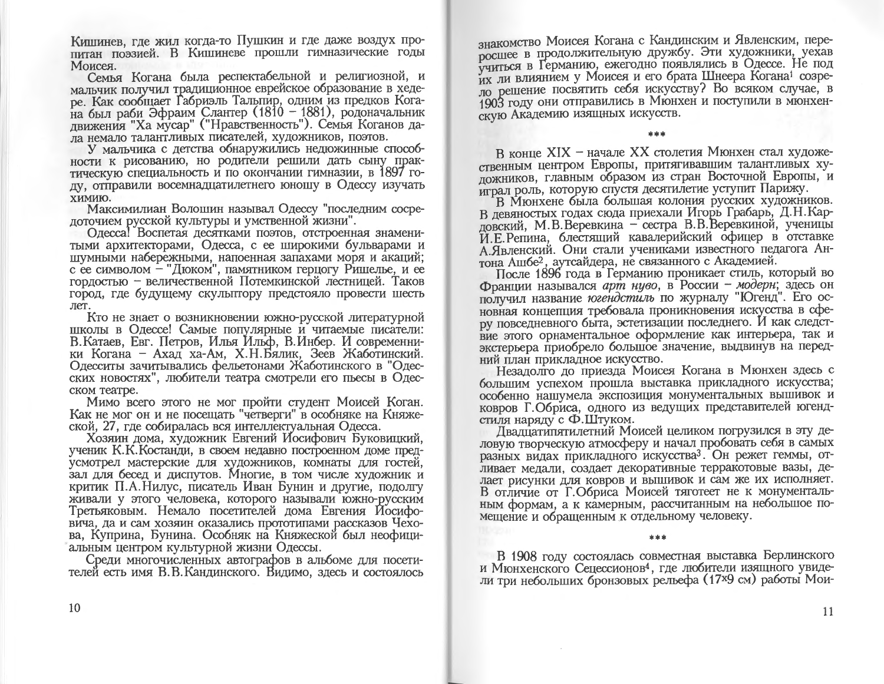Кишинев, где жил когда-то Пушкин и где даже воздух пропитан поэзией. В Кишиневе прошли гимназические годы Моисея.

Семья Когана была респектабельной и религиозной, и мальчик получил традиционное еврейское образование в хедере. Как сообщает Габриэль Тальпир, одним из предков Когана был раби Эфраим Слантер (1810 – 1881), родоначальник движения "Ха мусар" ("Нравственность"). Семья Коганов дала немало талантливых писателей, художников, поэтов.

У мальчика с детства обнаружились недюжинные способности к рисованию, но родители решили дать сыну практическую специальность и по окончании гимназии, в 1897 году, отправили восемнадцатилетнего юношу в Одессу изучать химию.

Максимилиан Волошин называл Одессу "последним сосредоточием русской культуры и умственной жизни".

Одесса! Воспетая десятками поэтов, отстроенная знаменитыми архитекторами, Одесса, с ее широкими бульварами и шумными набережными, напоенная запахами моря и акаций; с ее символом – "Дюком", памятником герцогу Ришелье, и ее гордостью – величественной Потемкинской лестницей. Таков город, где будущему скульптору предстояло провести шесть лет.

Кто не знает о возникновении южно-русской литературной школы в Одессе! Самые популярные и читаемые писатели: В.Катаев, Евг. Петров, Илья Ильф, В.Инбер. И современники Когана – Ахад ха-Ам, Х.Н.Бялик, Зеев Жаботинский. Одесситы зачитывались фельетонами Жаботинского в "Одесских новостях", любители театра смотрели его пьесы в Одесском театре.

Мимо всего этого не мог пройти студент Моисей Коган. Как не мог он и не посещать "четверги" в особняке на Княжеской, 27, где собиралась вся интеллектуальная Одесса.

Хозяин дома, художник Евгений Иосифович Буковицкий, ученик К.К.Костанди, в своем недавно построенном доме предусмотрел мастерские для художников, комнаты для гостей, зал для бесед и диспутов. Многие, в том числе художник и критик П.А.Нилус, писатель Иван Бунин и другие, подолгу живали у этого человека, которого называли южно-русским Третьяковым. Немало посетителей дома Евгения Иосифовича, да и сам хозяин оказались прототипами рассказов Чехова, Куприна, Бунина. Особняк на Княжеской был неофициальным центром культурной жизни Одессы.

Среди многочисленных автографов в альбоме для посетителей есть имя В.В.Кандинского. Видимо, здесь и состоялось знакомство Моисея Когана с Кандинским и Явленским, переросшее в продолжительную дружбу. Эти художники, уехав учиться в Германию, ежегодно появлялись в Одессе. Не под их ли влиянием у Моисея и его брата Шнеера Когана[1] созрело решение посвятить себя искусству? Во всяком случае, в 1903 году они отправились в Мюнхен и поступили в мюнхенскую Академию изящных искусств.

\*\*\*

В конце XIX – начале XX столетия Мюнхен стал художественным центром Европы, притягивавшим талантливых художников, главным образом из стран Восточной Европы, и играл роль, которую спустя десятилетие уступит Парижу.

В Мюнхене была большая колония русских художников. В девяностых годах сюда приехали Игорь Грабарь, Д.Н.Кардовский, М.В.Веревкина – сестра В.В.Веревкиной, ученицы И.Е.Репина, блестящий кавалерийский офицер в отставке А.Явленский. Они стали учениками известного педагога Антона Ашбе[2], аутсайдера, не связанного с Академией.

После 1896 года в Германию проникает стиль, который во Франции назывался *арт нуво*, в России – *модерн*; здесь он получил название *югендстиль* по журналу "Югенд". Его основная концепция требовала проникновения искусства в сферу повседневного быта, эстетизации последнего. И как следствие этого орнаментальное оформление как интерьера, так и экстерьера приобрело большое значение, выдвинув на передний план прикладное искусство.

Незадолго до приезда Моисея Когана в Мюнхен здесь с большим успехом прошла выставка прикладного искусства; особенно нашумела экспозиция монументальных вышивок и ковров Г.Обриса, одного из ведущих представителей югендстиля наряду с Ф.Штуком.

Двадцатипятилетний Моисей целиком погрузился в эту деловую творческую атмосферу и начал пробовать себя в самых разных видах прикладного искусства[3]. Он режет геммы, отливает медали, создает декоративные терракотовые вазы, делает рисунки для ковров и вышивок и сам же их исполняет. В отличие от Г.Обриса Моисей тяготеет не к монументальным формам, а к камерным, рассчитанным на небольшое помещение и обращенным к отдельному человеку.

\*\*\*

В 1908 году состоялась совместная выставка Берлинского и Мюнхенского Сецессионов[4], где любители изящного увидели три небольших бронзовых рельефа (17×9 см) работы Мои-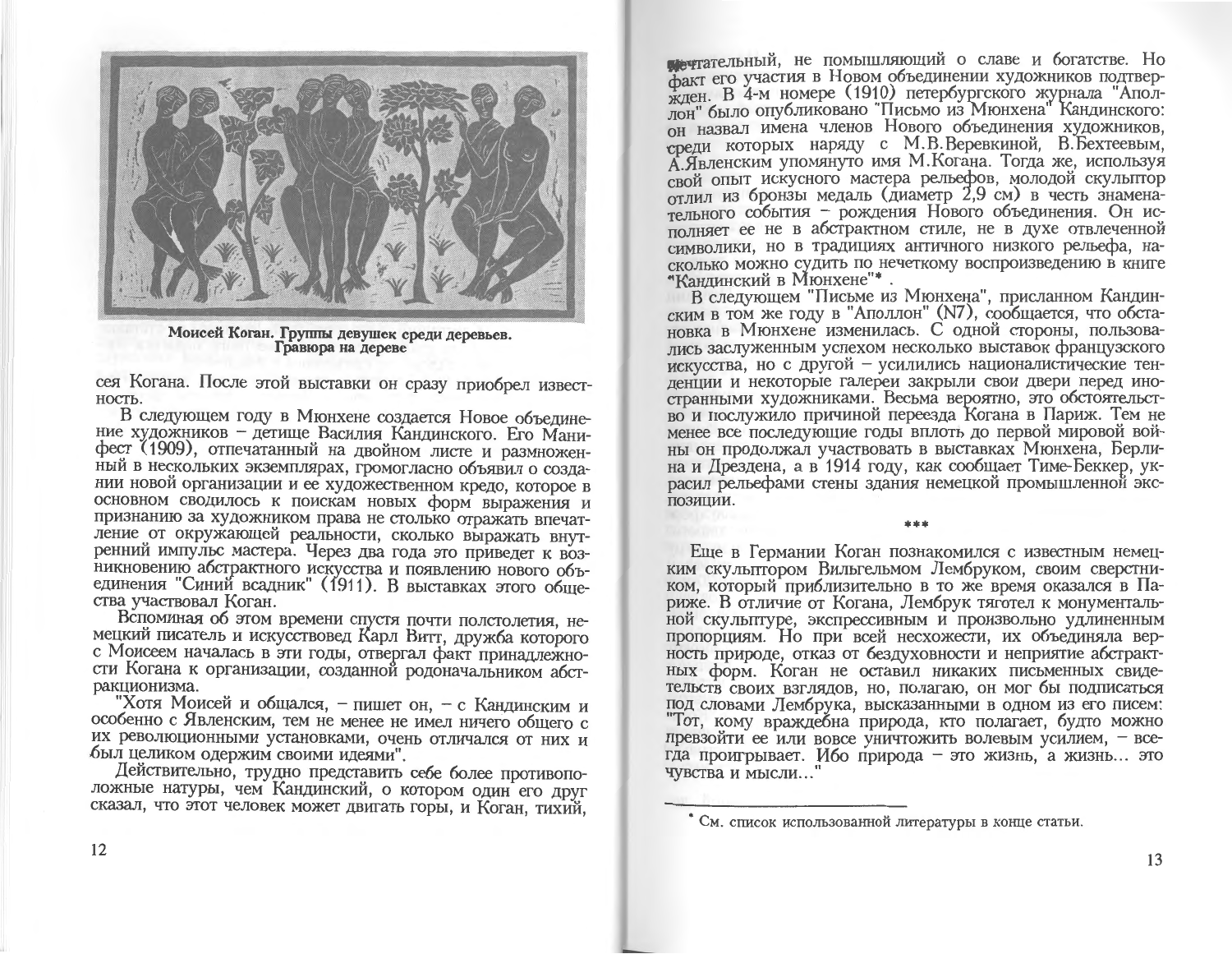**Моисей Коган. Группы девушек среди деревьев. Гравюра на дереве**

сея Когана. После этой выставки он сразу приобрел известность.

В следующем году в Мюнхене создается Новое объединение художников – детище Василия Кандинского. Его Манифест (1909), отпечатанный на двойном листе и размноженный в нескольких экземплярах, громогласно объявил о создании новой организации и ее художественном кредо, которое в основном сводилось к поискам новых форм выражения и признанию за художником права не столько отражать впечатление от окружающей реальности, сколько выражать внутренний импульс мастера. Через два года это приведет к возникновению абстрактного искусства и появлению нового объединения "Синий всадник" (1911). В выставках этого общества участвовал Коган.

Вспоминая об этом времени спустя почти полстолетия, немецкий писатель и искусствовед Карл Витт, дружба которого с Моисеем началась в эти годы, отвергал факт принадлежности Когана к организации, созданной родоначальником абстракционизма.

"Хотя Моисей и общался, – пишет он, – с Кандинским и особенно с Явленским, тем не менее не имел ничего общего с их революционными установками, очень отличался от них и был целиком одержим своими идеями".

Действительно, трудно представить себе более противоположные натуры, чем Кандинский, о котором один его друг сказал, что этот человек может двигать горы, и Коган, тихий, мечтательный, не помышляющий о славе и богатстве. Но факт его участия в Новом объединении художников подтвержден. В 4-м номере (1910) петербургского журнала "Аполлон" было опубликовано "Письмо из Мюнхена" Кандинского: он назвал имена членов Нового объединения художников, среди которых наряду с М.В.Веревкиной, В.Бехтеевым, А.Явленским упомянуто имя М.Когана. Тогда же, используя свой опыт искусного мастера рельефов, молодой скульптор отлил из бронзы медаль (диаметр 2,9 см) в честь знаменательного события – рождения Нового объединения. Он исполняет ее не в абстрактном стиле, не в духе отвлеченной символики, но в традициях античного низкого рельефа, насколько можно судить по нечеткому воспроизведению в книге "Кандинский в Мюнхене"* .

В следующем "Письме из Мюнхена", присланном Кандинским в том же году в "Аполлон" (N7), сообщается, что обстановка в Мюнхене изменилась. С одной стороны, пользовались заслуженным успехом несколько выставок французского искусства, но с другой – усилились националистические тенденции и некоторые галереи закрыли свои двери перед иностранными художниками. Весьма вероятно, это обстоятельство и послужило причиной переезда Когана в Париж. Тем не менее все последующие годы вплоть до первой мировой войны он продолжал участвовать в выставках Мюнхена, Берлина и Дрездена, а в 1914 году, как сообщает Тиме-Беккер, украсил рельефами стены здания немецкой промышленной экспозиции.

\*\*\*

Еще в Германии Коган познакомился с известным немецким скульптором Вильгельмом Лембруком, своим сверстником, который приблизительно в то же время оказался в Париже. В отличие от Когана, Лембрук тяготел к монументальной скульптуре, экспрессивным и произвольно удлиненным пропорциям. Но при всей несхожести, их объединяла верность природе, отказ от бездуховности и неприятие абстрактных форм. Коган не оставил никаких письменных свидетельств своих взглядов, но, полагаю, он мог бы подписаться под словами Лембрука, высказанными в одном из его писем: "Тот, кому враждебна природа, кто полагает, будто можно превзойти ее или вовсе уничтожить волевым усилием, – всегда проигрывает. Ибо природа – это жизнь, а жизнь... это чувства и мысли..."

\* См. список использованной литературы в конце статьи.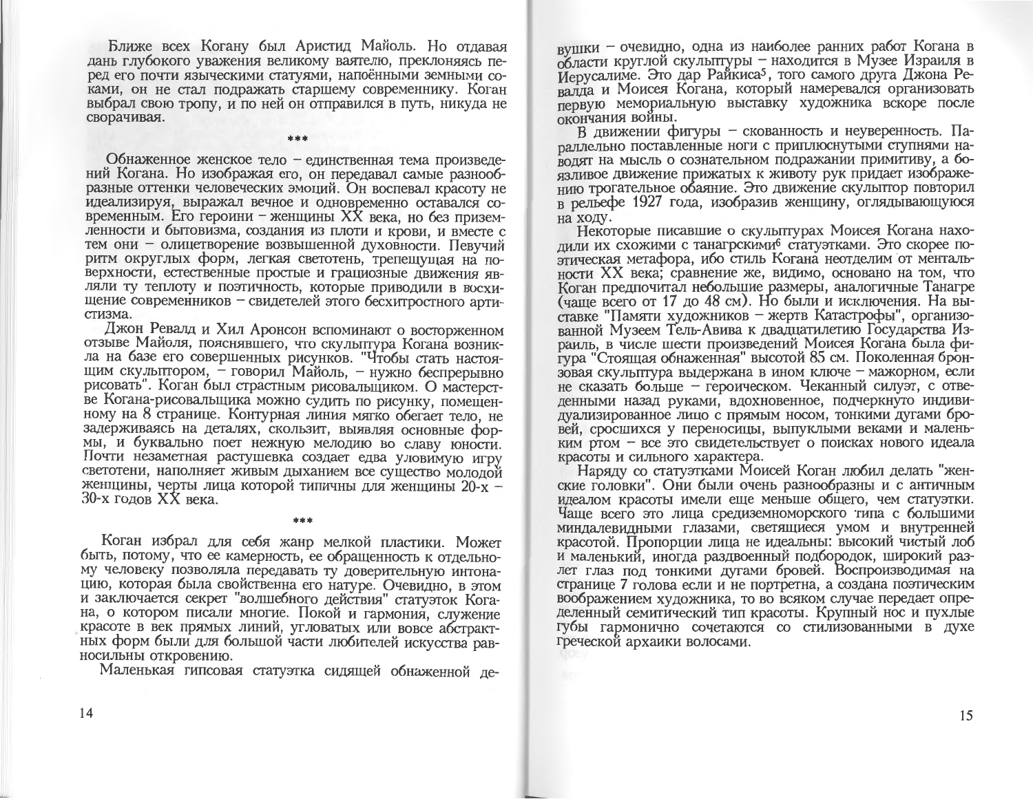Ближе всех Когану был Аристид Майоль. Но отдавая дань глубокого уважения великому ваятелю, преклоняясь перед его почти языческими статуями, напоёнными земными соками, он не стал подражать старшему современнику. Коган выбрал свою тропу, и по ней он отправился в путь, никуда не сворачивая.

\*\*\*

Обнаженное женское тело – единственная тема произведений Когана. Но изображая его, он передавал самые разнообразные оттенки человеческих эмоций. Он воспевал красоту не идеализируя, выражал вечное и одновременно оставался современным. Его героини – женщины XX века, но без приземленности и бытовизма, создания из плоти и крови, и вместе с тем они – олицетворение возвышенной духовности. Певучий ритм округлых форм, легкая светотень, трепещущая на поверхности, естественные простые и грациозные движения являли ту теплоту и поэтичность, которые приводили в восхищение современников – свидетелей этого бесхитростного артистизма.

Джон Ревалд и Хил Аронсон вспоминают о восторженном отзыве Майоля, пояснявшего, что скульптура Когана возникла на базе его совершенных рисунков. "Чтобы стать настоящим скульптором, – говорил Майоль, – нужно беспрерывно рисовать". Коган был страстным рисовальщиком. О мастерстве Когана-рисовальщика можно судить по рисунку, помещенному на 8 странице. Контурная линия мягко обегает тело, не задерживаясь на деталях, скользит, выявляя основные формы, и буквально поет нежную мелодию во славу юности. Почти незаметная растушевка создает едва уловимую игру светотени, наполняет живым дыханием все существо молодой женщины, черты лица которой типичны для женщины 20-х – 30-х годов XX века.

\*\*\*

Коган избрал для себя жанр мелкой пластики. Может быть, потому, что ее камерность, ее обращенность к отдельному человеку позволяла передавать ту доверительную интонацию, которая была свойственна его натуре. Очевидно, в этом и заключается секрет "волшебного действия" статуэток Когана, о котором писали многие. Покой и гармония, служение красоте в век прямых линий, угловатых или вовсе абстрактных форм были для большой части любителей искусства равносильны откровению.

Маленькая гипсовая статуэтка сидящей обнаженной девушки – очевидно, одна из наиболее ранних работ Когана в области круглой скульптуры – находится в Музее Израиля в Иерусалиме. Это дар Райкиса[5], того самого друга Джона Ревалда и Моисея Когана, который намеревался организовать первую мемориальную выставку художника вскоре после окончания войны.

В движении фигуры – скованность и неуверенность. Параллельно поставленные ноги с приплюснутыми ступнями наводят на мысль о сознательном подражании примитиву, а боязливое движение прижатых к животу рук придает изображению трогательное обаяние. Это движение скульптор повторил в рельефе 1927 года, изобразив женщину, оглядывающуюся на ходу.

Некоторые писавшие о скульптурах Моисея Когана находили их схожими с танагрскими[6] статуэтками. Это скорее поэтическая метафора, ибо стиль Когана неотделим от ментальности XX века; сравнение же, видимо, основано на том, что Коган предпочитал небольшие размеры, аналогичные Танагре (чаще всего от 17 до 48 см). Но были и исключения. На выставке "Памяти художников – жертв Катастрофы", организованной Музеем Тель-Авива к двадцатилетию Государства Израиль, в числе шести произведений Моисея Когана была фигура "Стоящая обнаженная" высотой 85 см. Поколенная бронзовая скульптура выдержана в ином ключе – мажорном, если не сказать больше – героическом. Чеканный силуэт, с отведенными назад руками, вдохновенное, подчеркнуто индивидуализированное лицо с прямым носом, тонкими дугами бровей, сросшихся у переносицы, выпуклыми веками и маленьким ртом – все это свидетельствует о поисках нового идеала красоты и сильного характера.

Наряду со статуэтками Моисей Коган любил делать "женские головки". Они были очень разнообразны и с античным идеалом красоты имели еще меньше общего, чем статуэтки. Чаще всего это лица средиземноморского типа с большими миндалевидными глазами, светящиеся умом и внутренней красотой. Пропорции лица не идеальны: высокий чистый лоб и маленький, иногда раздвоенный подбородок, широкий разлет глаз под тонкими дугами бровей. Воспроизводимая на странице 7 голова если и не портретна, а создана поэтическим воображением художника, то во всяком случае передает определенный семитический тип красоты. Крупный нос и пухлые губы гармонично сочетаются со стилизованными в духе греческой архаики волосами.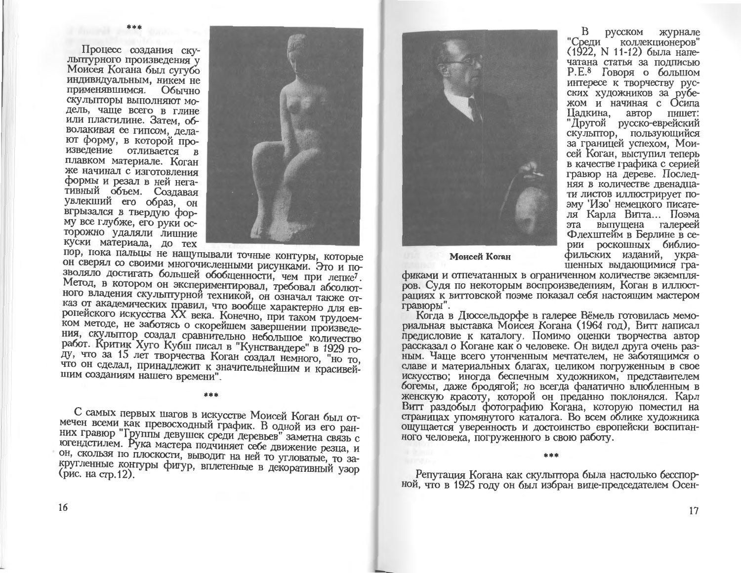\*\*\*

Процесс создания скульптурного произведения у Моисея Когана был сугубо индивидуальным, никем не применявшимся. Обычно скульпторы выполняют модель, чаще всего в глине или пластилине. Затем, обволакивая ее гипсом, делают форму, в которой произведение отливается в плавком материале. Коган же начинал с изготовления формы и резал в ней негативный объем. Создавая увлекший его образ, он вгрызался в твердую форму все глубже, его руки осторожно удаляли лишние куски материала, до тех пор, пока пальцы не нащупывали точные контуры, которые он сверял со своими многочисленными рисунками. Это и позволяло достигать большей обобщенности, чем при лепке[7]. Метод, в котором он экспериментировал, требовал абсолютного владения скульптурной техникой, он означал также отказ от академических правил, что вообще характерно для европейского искусства XX века. Конечно, при таком трудоемком методе, не заботясь о скорейшем завершении произведения, скульптор создал сравнительно небольшое количество работ. Критик Хуго Кубш писал в "Кунстванд­ере" в 1929 году, что за 15 лет творчества Коган создал немного, "но то, что он сделал, принадлежит к значительнейшим и красивейшим созданиям нашего времени".

\*\*\*

С самых первых шагов в искусстве Моисей Коган был отмечен всеми как превосходный график. В одной из его ранних гравюр "Группы девушек среди деревьев" заметна связь с югендстилем. Рука мастера подчиняет себе движение резца, и он, скользя по плоскости, выводит на ней то угловатые, то закругленные контуры фигур, вплетенные в декоративный узор (рис. на стр.12).

Моисей Коган

В русском журнале "Среди коллекционеров" (1922, N 11-12) была напечатана статья за подписью Р.Е.[8] Говоря о большом интересе к творчеству русских художников за рубежом и начиная с Осипа Цадкина, автор пишет: "Другой русско-еврейский скульптор, пользующийся за границей успехом, Моисей Коган, выступил теперь в качестве графика с серией гравюр на дереве. Последняя в количестве двенадцати листов иллюстрирует поэму 'Изо' немецкого писателя Карла Витта... Поэма эта выпущена галереей Флехтгейм в Берлине в серии роскошных библиофильских изданий, украшенных выдающимися графиками и отпечатанных в ограниченном количестве экземпляров. Судя по некоторым воспроизведениям, Коган в иллюстрациях к виттовской поэме показал себя настоящим мастером гравюры".

Когда в Дюссельдорфе в галерее Вёмель готовилась мемориальная выставка Моисея Когана (1964 год), Витт написал предисловие к каталогу. Помимо оценки творчества автор рассказал о Когане как о человеке. Он видел друга очень разным. Чаще всего утонченным мечтателем, не заботящимся о славе и материальных благах, целиком погруженным в свое искусство; иногда беспечным художником, представителем богемы, даже бродягой; но всегда фанатично влюбленным в женскую красоту, которой он преданно поклонялся. Карл Витт раздобыл фотографию Когана, которую поместил на страницах упомянутого каталога. Во всем облике художника ощущается уверенность и достоинство европейски воспитанного человека, погруженного в свою работу.

\*\*\*

Репутация Когана как скульптора была настолько бесспорной, что в 1925 году он был избран вице-председателем Осен-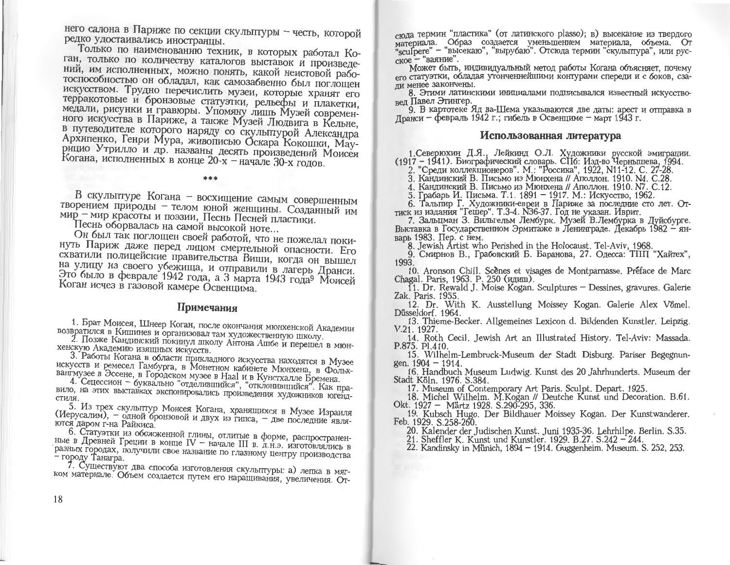него салона в Париже по секции скульптуры – честь, которой редко удостаивались иностранцы.

Только по наименованию техник, в которых работал Коган, только по количеству каталогов выставок и произведений, им исполненных, можно понять, какой неистовой работоспособностью он обладал, как самозабвенно был поглощен искусством. Трудно перечислить музеи, которые хранят его терракотовые и бронзовые статуэтки, рельефы и плакетки, медали, рисунки и гравюры. Упомяну лишь Музей современного искусства в Париже, а также Музей Людвига в Кельне, в путеводителе которого наряду со скульптурой Александра Архипенко, Генри Мура, живописью Оскара Кокошки, Маурицио Утрилло и др. названы десять произведений Моисея Когана, исполненных в конце 20-х – начале 30-х годов.

\*\*\*

В скульптуре Когана – восхищение самым совершенным творением природы – телом юной женщины. Созданный им мир – мир красоты и поэзии, Песнь Песней пластики.

Песнь оборвалась на самой высокой ноте...

Он был так поглощен своей работой, что не пожелал покинуть Париж даже перед лицом смертельной опасности. Его схватили полицейские правительства Виши, когда он вышел на улицу из своего убежища, и отправили в лагерь Дранси. Это было в феврале 1942 года, а 3 марта 1943 года[9] Моисей Коган исчез в газовой камере Освенцима.

## Примечания

1. Брат Моисея, Шнеер Коган, после окончания мюнхенской Академии возвратился в Кишинев и организовал там художественную школу.
2. Позже Кандинский покинул школу Антона Ашбе и перешел в мюнхенскую Академию изящных искусств.
3. Работы Когана в области прикладного искусства находятся в Музее искусств и ремесел Гамбурга, в Монетном кабинете Мюнхена, в Фольквангмузее в Эссене, в Городском музее в Наal и в Кунстхалле Бремена.
4. Сецессион – буквально "отделившийся", "отклонившийся". Как правило, на этих выставках экспонировались произведения художников югендстиля.
5. Из трех скульптур Моисея Когана, хранящихся в Музее Израиля (Иерусалим), – одной бронзовой и двух из гипса, – две последние являются даром г-на Райкиса.
6. Статуэтки из обожженной глины, отлитые в форме, распространенные в Древней Греции в конце IV – начале III в. д.н.э. изготовлялись в разных городах, получили свое название по главному центру производства – городу Танагра.
7. Существуют два способа изготовления скульптуры: а) лепка в мягком материале. Объем создается путем его наращивания, увеличения. Отсюда термин "пластика" (от латинского plasso); в) высекание из твердого материала. Образ создается уменьшением материала, объема. От "sculpere" – "высекаю", "вырубаю". Отсюда термин "скульптура", или русское – "ваяние".

   Может быть, индивидуальный метод работы Когана объясняет, почему его статуэтки, обладая утонченнейшими контурами спереди и с боков, сзади менее закончены.
8. Этими латинскими инициалами подписывался известный искусствовед Павел Этингер.
9. В картотеке Яд ва-Шема указываются две даты: арест и отправка в Дранси – февраль 1942 г.; гибель в Освенциме – март 1943 г.

## Использованная литература

1. Северюхин Д.Я., Лейкинд О.Л. Художники русской эмиграции. (1917 – 1941). Биографический словарь. СПб: Изд-во Чернышева, 1994.
2. "Среди коллекционеров". М.: "Россика", 1922, N11-12. С. 27-28.
3. Кандинский В. Письмо из Мюнхена // Аполлон. 1910. N4. С.28.
4. Кандинский В. Письмо из Мюнхена // Аполлон. 1910. N7. С.12.
5. Грабарь И. Письма. Т.1. 1891 – 1917. М.: Искусство, 1962.
6. Тальпир Г. Художники-евреи в Париже за последние сто лет. Оттиск из издания "Гешер". Т.3-4. N36-37. Год не указан. Иврит.
7. Зальцман З. Вильгельм Лембурк. Музей В.Лембурка в Дуйсбурге. Выставка в Государственном Эрмитаже в Ленинграде. Декабрь 1982 – январь 1983. Пер. с нем.
8. Jewish Artist who Perished in the Holocaust. Tel-Aviv, 1968.
9. Смирнов В., Грабовский Б. Баранова, 27. Одесса: ТПП "Хайтех", 1993.
10. Aronson Chill. Scènes et visages de Montparnasse. Préface de Marc Chagal. Paris, 1963. P. 250 (идиш).
11. Dr. Rewald J. Moise Kogan. Sculptures – Dessines, gravures. Galerie Zak. Paris. 1955.
12. Dr. With K. Ausstellung Moissey Kogan. Galerie Alex Vömel. Düsseldorf. 1964.
13. Thieme-Becker. Allgemeines Lexicon d. Bildenden Kunstler. Leipzig. V.21. 1927.
14. Roth Cecil. Jewish Art an Illustrated History. Tel-Aviv: Massada. P.875. Pl.410.
15. Wilhelm-Lembruck-Museum der Stadt Disburg. Pariser Begegnungen. 1904 – 1914.
16. Handbuch Museum Ludwig. Kunst des 20 Jahrhunderts. Museum der Stadt Köln. 1976. S.384.
17. Museum of Contemporary Art Paris. Sculpt. Depart. 1925.
18. Michel Wilhelm. M.Kogan // Deutche Kunst und Decoration. B.61. Okt. 1927 – Märtz 1928. S.290-295, 336.
19. Kubsch Hugo. Der Bildhauer Moissey Kogan. Der Kunstwanderer. Feb. 1929. S.258-260.
20. Kalender der Judischen Kunst. Juni 1935-36. Lehrhilpe. Berlin. S.35.
21. Sheffler K. Kunst und Kunstler. 1929. B.27. S.242 – 244.
22. Kandinsky in Münich, 1894 – 1914. Guggenheim. Museum. S. 252, 253.